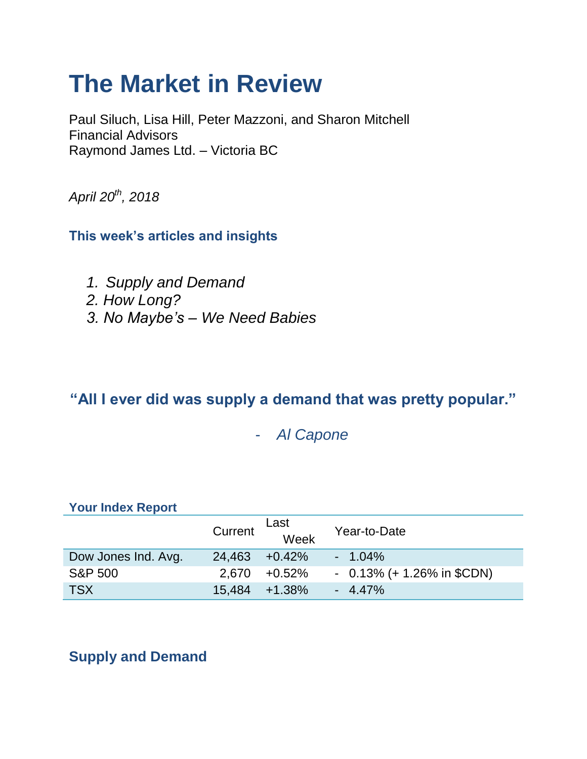# The Market in Review

Paul Siluch, Lisa Hill, Peter Mazzoni, and Sharon Mitchell
Financial Advisors
Raymond James Ltd. – Victoria BC

*April 20th, 2018*

### This week's articles and insights

1. *Supply and Demand*
2. *How Long?*
3. *No Maybe's – We Need Babies*

### **"All I ever did was supply a demand that was pretty popular."**

- *Al Capone*

**Your Index Report**

| | Current | Last Week | Year-to-Date |
|---|---|---|---|
| Dow Jones Ind. Avg. | 24,463 | +0.42% | - 1.04% |
| S&P 500 | 2,670 | +0.52% | - 0.13% (+ 1.26% in $CDN) |
| TSX | 15,484 | +1.38% | - 4.47% |

## Supply and Demand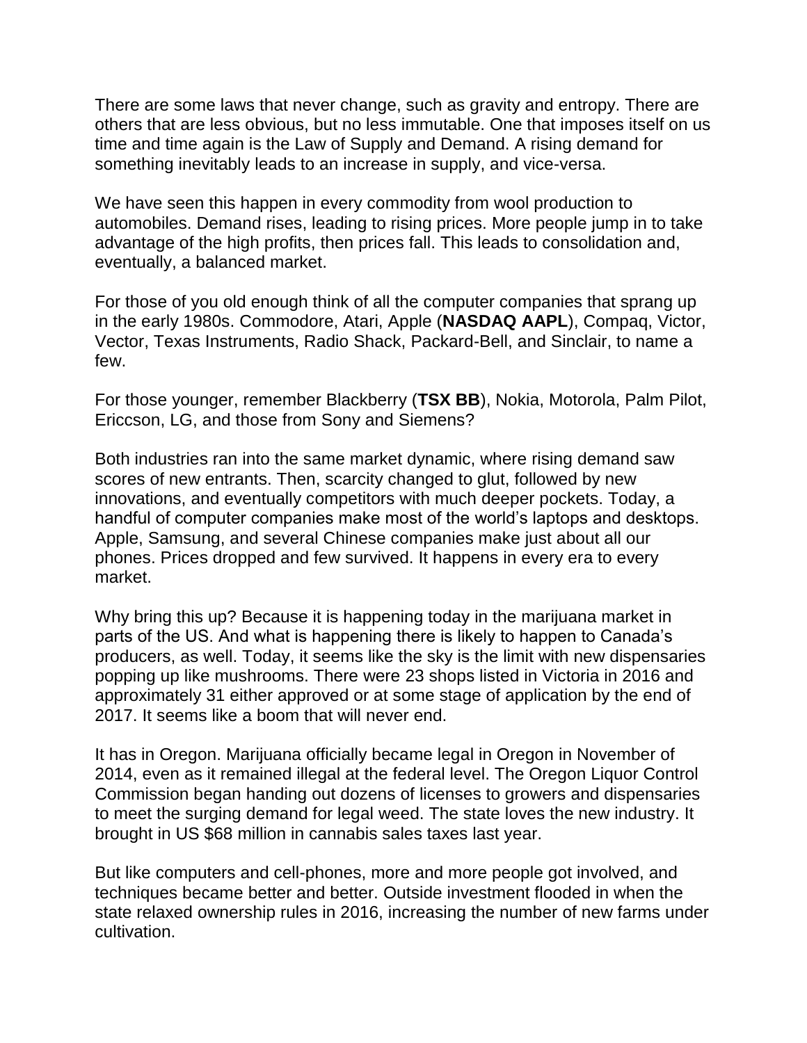There are some laws that never change, such as gravity and entropy. There are others that are less obvious, but no less immutable. One that imposes itself on us time and time again is the Law of Supply and Demand. A rising demand for something inevitably leads to an increase in supply, and vice-versa.

We have seen this happen in every commodity from wool production to automobiles. Demand rises, leading to rising prices. More people jump in to take advantage of the high profits, then prices fall. This leads to consolidation and, eventually, a balanced market.

For those of you old enough think of all the computer companies that sprang up in the early 1980s. Commodore, Atari, Apple (**NASDAQ AAPL**), Compaq, Victor, Vector, Texas Instruments, Radio Shack, Packard-Bell, and Sinclair, to name a few.

For those younger, remember Blackberry (**TSX BB**), Nokia, Motorola, Palm Pilot, Ericcson, LG, and those from Sony and Siemens?

Both industries ran into the same market dynamic, where rising demand saw scores of new entrants. Then, scarcity changed to glut, followed by new innovations, and eventually competitors with much deeper pockets. Today, a handful of computer companies make most of the world's laptops and desktops. Apple, Samsung, and several Chinese companies make just about all our phones. Prices dropped and few survived. It happens in every era to every market.

Why bring this up? Because it is happening today in the marijuana market in parts of the US. And what is happening there is likely to happen to Canada's producers, as well. Today, it seems like the sky is the limit with new dispensaries popping up like mushrooms. There were 23 shops listed in Victoria in 2016 and approximately 31 either approved or at some stage of application by the end of 2017. It seems like a boom that will never end.

It has in Oregon. Marijuana officially became legal in Oregon in November of 2014, even as it remained illegal at the federal level. The Oregon Liquor Control Commission began handing out dozens of licenses to growers and dispensaries to meet the surging demand for legal weed. The state loves the new industry. It brought in US $68 million in cannabis sales taxes last year.

But like computers and cell-phones, more and more people got involved, and techniques became better and better. Outside investment flooded in when the state relaxed ownership rules in 2016, increasing the number of new farms under cultivation.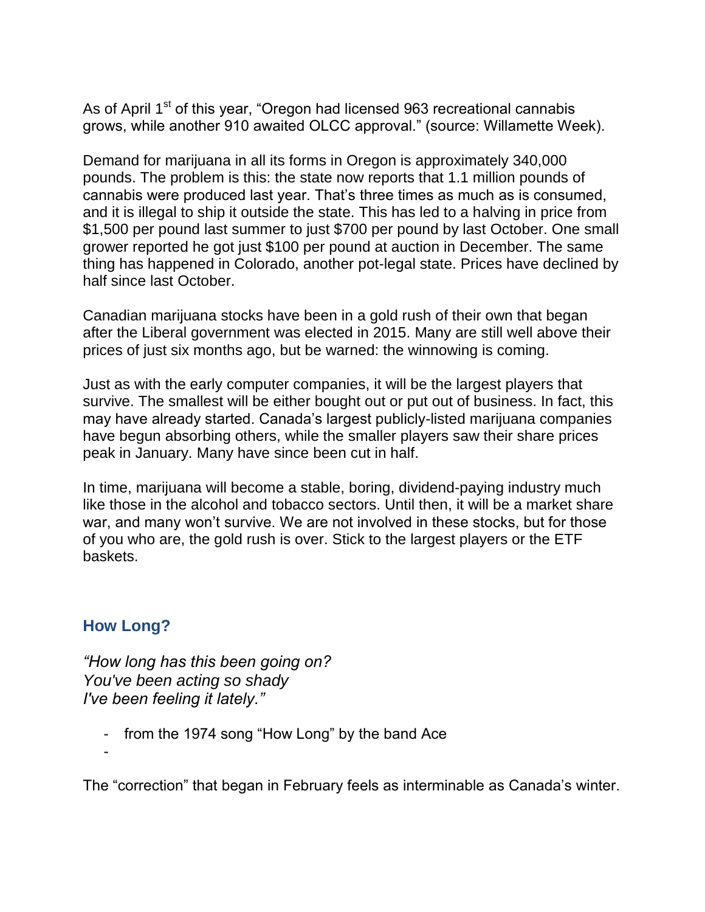As of April 1st of this year, "Oregon had licensed 963 recreational cannabis grows, while another 910 awaited OLCC approval." (source: Willamette Week).

Demand for marijuana in all its forms in Oregon is approximately 340,000 pounds. The problem is this: the state now reports that 1.1 million pounds of cannabis were produced last year. That's three times as much as is consumed, and it is illegal to ship it outside the state. This has led to a halving in price from $1,500 per pound last summer to just $700 per pound by last October. One small grower reported he got just $100 per pound at auction in December. The same thing has happened in Colorado, another pot-legal state. Prices have declined by half since last October.

Canadian marijuana stocks have been in a gold rush of their own that began after the Liberal government was elected in 2015. Many are still well above their prices of just six months ago, but be warned: the winnowing is coming.

Just as with the early computer companies, it will be the largest players that survive. The smallest will be either bought out or put out of business. In fact, this may have already started. Canada's largest publicly-listed marijuana companies have begun absorbing others, while the smaller players saw their share prices peak in January. Many have since been cut in half.

In time, marijuana will become a stable, boring, dividend-paying industry much like those in the alcohol and tobacco sectors. Until then, it will be a market share war, and many won't survive. We are not involved in these stocks, but for those of you who are, the gold rush is over. Stick to the largest players or the ETF baskets.

## How Long?

*"How long has this been going on?*
*You've been acting so shady*
*I've been feeling it lately."*

- from the 1974 song "How Long" by the band Ace

The "correction" that began in February feels as interminable as Canada's winter.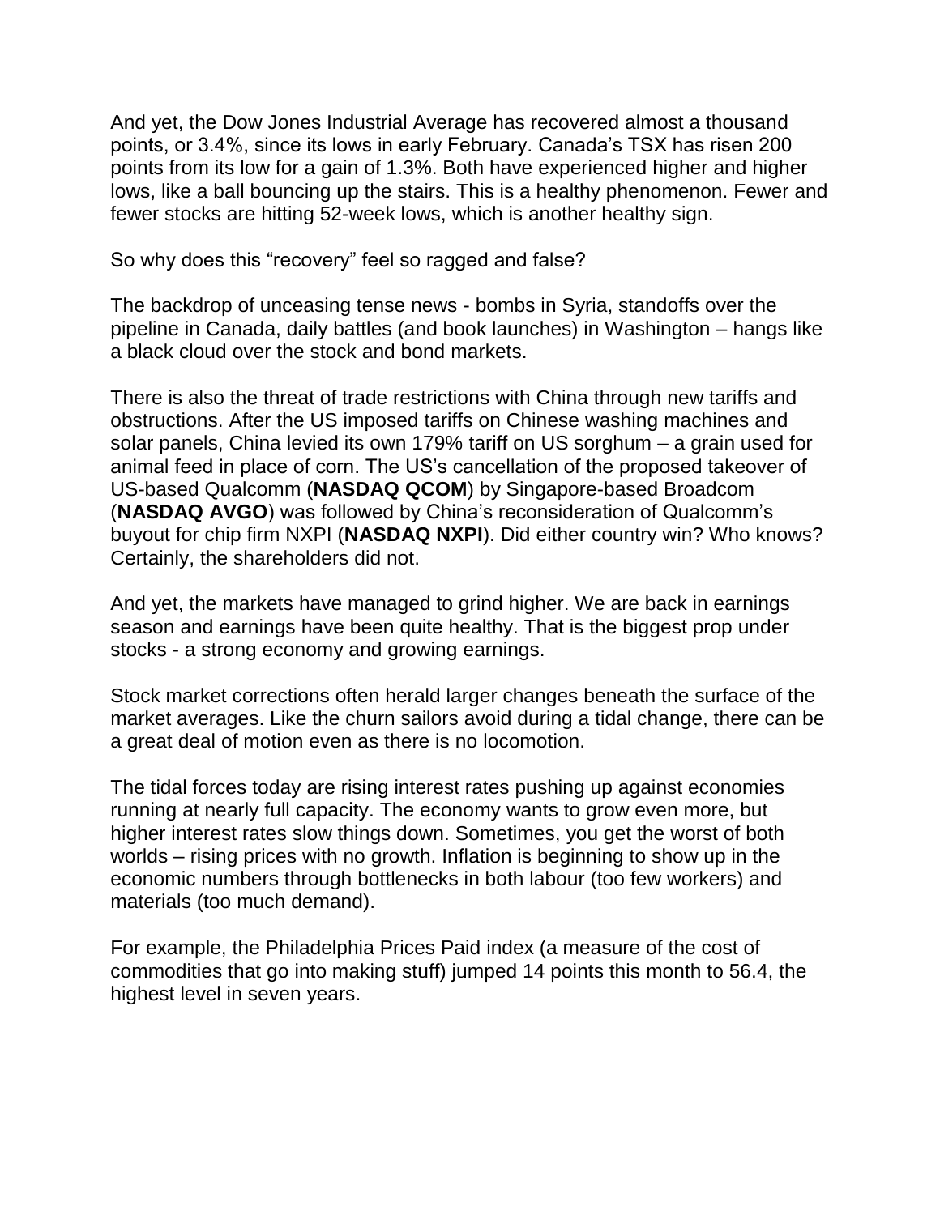And yet, the Dow Jones Industrial Average has recovered almost a thousand points, or 3.4%, since its lows in early February. Canada's TSX has risen 200 points from its low for a gain of 1.3%. Both have experienced higher and higher lows, like a ball bouncing up the stairs. This is a healthy phenomenon. Fewer and fewer stocks are hitting 52-week lows, which is another healthy sign.

So why does this "recovery" feel so ragged and false?

The backdrop of unceasing tense news - bombs in Syria, standoffs over the pipeline in Canada, daily battles (and book launches) in Washington – hangs like a black cloud over the stock and bond markets.

There is also the threat of trade restrictions with China through new tariffs and obstructions. After the US imposed tariffs on Chinese washing machines and solar panels, China levied its own 179% tariff on US sorghum – a grain used for animal feed in place of corn. The US's cancellation of the proposed takeover of US-based Qualcomm (**NASDAQ QCOM**) by Singapore-based Broadcom (**NASDAQ AVGO**) was followed by China's reconsideration of Qualcomm's buyout for chip firm NXPI (**NASDAQ NXPI**). Did either country win? Who knows? Certainly, the shareholders did not.

And yet, the markets have managed to grind higher. We are back in earnings season and earnings have been quite healthy. That is the biggest prop under stocks - a strong economy and growing earnings.

Stock market corrections often herald larger changes beneath the surface of the market averages. Like the churn sailors avoid during a tidal change, there can be a great deal of motion even as there is no locomotion.

The tidal forces today are rising interest rates pushing up against economies running at nearly full capacity. The economy wants to grow even more, but higher interest rates slow things down. Sometimes, you get the worst of both worlds – rising prices with no growth. Inflation is beginning to show up in the economic numbers through bottlenecks in both labour (too few workers) and materials (too much demand).

For example, the Philadelphia Prices Paid index (a measure of the cost of commodities that go into making stuff) jumped 14 points this month to 56.4, the highest level in seven years.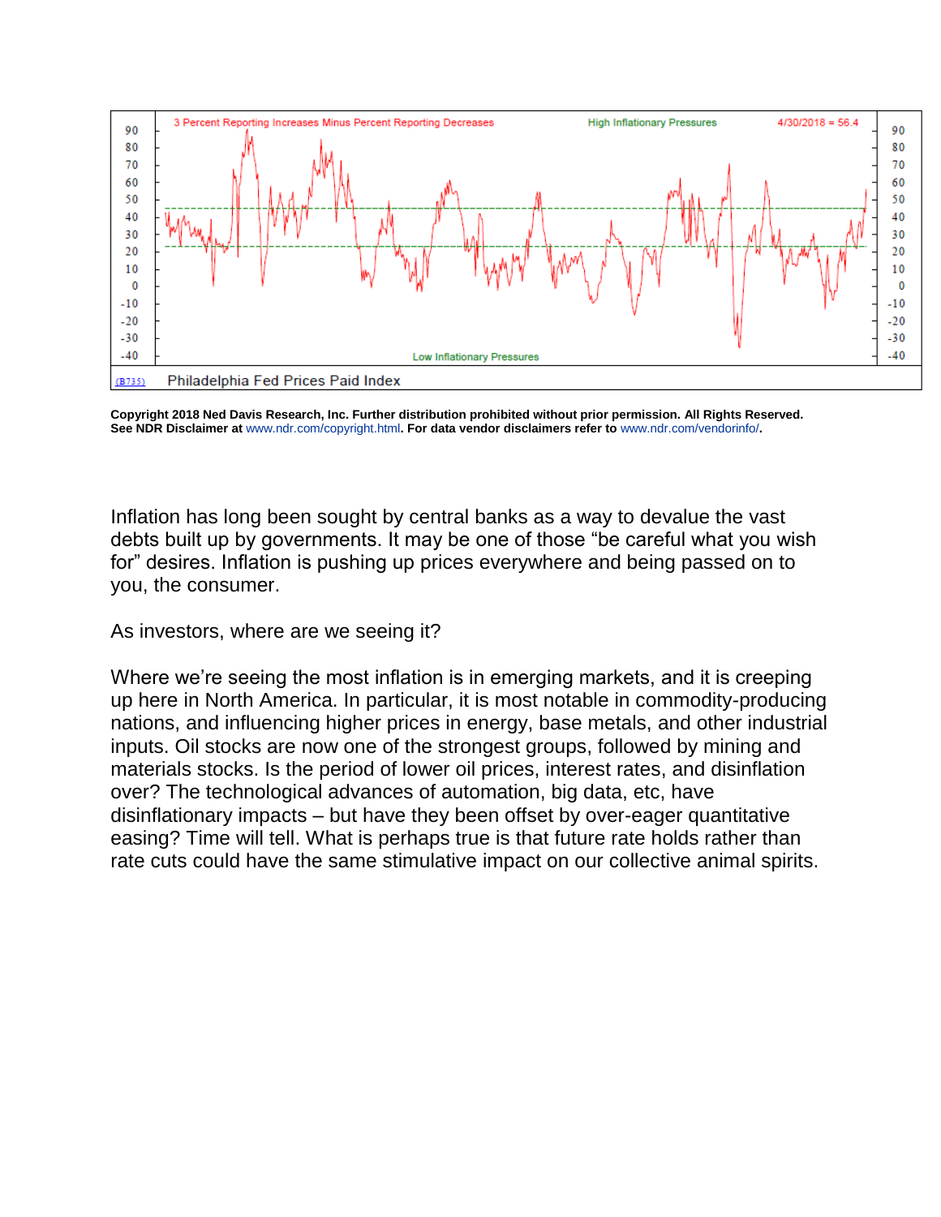Copyright 2018 Ned Davis Research, Inc. Further distribution prohibited without prior permission. All Rights Reserved. See NDR Disclaimer at www.ndr.com/copyright.html. For data vendor disclaimers refer to www.ndr.com/vendorinfo/.

Inflation has long been sought by central banks as a way to devalue the vast debts built up by governments. It may be one of those "be careful what you wish for" desires. Inflation is pushing up prices everywhere and being passed on to you, the consumer.

As investors, where are we seeing it?

Where we're seeing the most inflation is in emerging markets, and it is creeping up here in North America. In particular, it is most notable in commodity-producing nations, and influencing higher prices in energy, base metals, and other industrial inputs. Oil stocks are now one of the strongest groups, followed by mining and materials stocks. Is the period of lower oil prices, interest rates, and disinflation over? The technological advances of automation, big data, etc, have disinflationary impacts – but have they been offset by over-eager quantitative easing? Time will tell. What is perhaps true is that future rate holds rather than rate cuts could have the same stimulative impact on our collective animal spirits.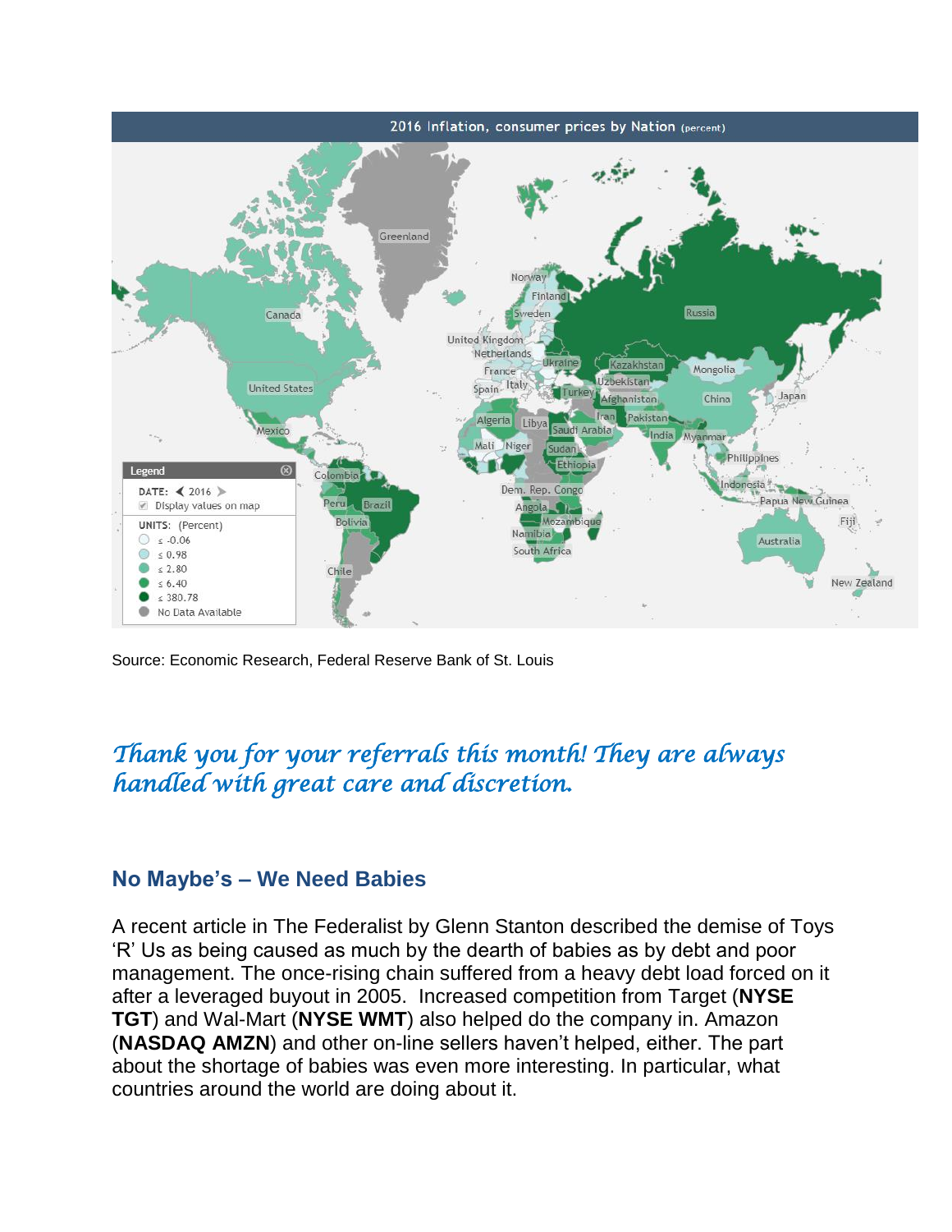Source: Economic Research, Federal Reserve Bank of St. Louis

*Thank you for your referrals this month! They are always handled with great care and discretion.*

### No Maybe's – We Need Babies

A recent article in The Federalist by Glenn Stanton described the demise of Toys 'R' Us as being caused as much by the dearth of babies as by debt and poor management. The once-rising chain suffered from a heavy debt load forced on it after a leveraged buyout in 2005. Increased competition from Target (**NYSE TGT**) and Wal-Mart (**NYSE WMT**) also helped do the company in. Amazon (**NASDAQ AMZN**) and other on-line sellers haven't helped, either. The part about the shortage of babies was even more interesting. In particular, what countries around the world are doing about it.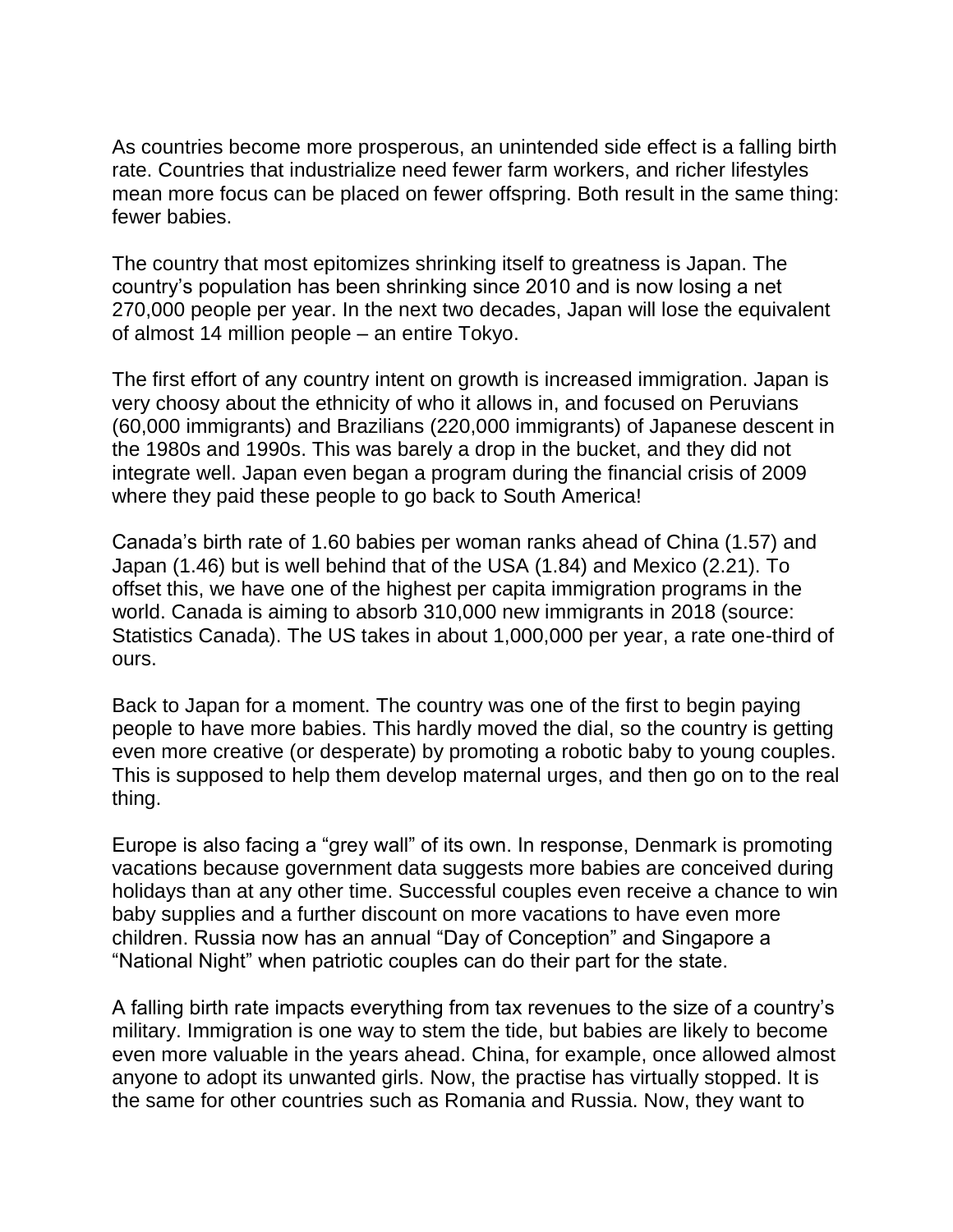As countries become more prosperous, an unintended side effect is a falling birth rate. Countries that industrialize need fewer farm workers, and richer lifestyles mean more focus can be placed on fewer offspring. Both result in the same thing: fewer babies.

The country that most epitomizes shrinking itself to greatness is Japan. The country's population has been shrinking since 2010 and is now losing a net 270,000 people per year. In the next two decades, Japan will lose the equivalent of almost 14 million people – an entire Tokyo.

The first effort of any country intent on growth is increased immigration. Japan is very choosy about the ethnicity of who it allows in, and focused on Peruvians (60,000 immigrants) and Brazilians (220,000 immigrants) of Japanese descent in the 1980s and 1990s. This was barely a drop in the bucket, and they did not integrate well. Japan even began a program during the financial crisis of 2009 where they paid these people to go back to South America!

Canada's birth rate of 1.60 babies per woman ranks ahead of China (1.57) and Japan (1.46) but is well behind that of the USA (1.84) and Mexico (2.21). To offset this, we have one of the highest per capita immigration programs in the world. Canada is aiming to absorb 310,000 new immigrants in 2018 (source: Statistics Canada). The US takes in about 1,000,000 per year, a rate one-third of ours.

Back to Japan for a moment. The country was one of the first to begin paying people to have more babies. This hardly moved the dial, so the country is getting even more creative (or desperate) by promoting a robotic baby to young couples. This is supposed to help them develop maternal urges, and then go on to the real thing.

Europe is also facing a "grey wall" of its own. In response, Denmark is promoting vacations because government data suggests more babies are conceived during holidays than at any other time. Successful couples even receive a chance to win baby supplies and a further discount on more vacations to have even more children. Russia now has an annual "Day of Conception" and Singapore a "National Night" when patriotic couples can do their part for the state.

A falling birth rate impacts everything from tax revenues to the size of a country's military. Immigration is one way to stem the tide, but babies are likely to become even more valuable in the years ahead. China, for example, once allowed almost anyone to adopt its unwanted girls. Now, the practise has virtually stopped. It is the same for other countries such as Romania and Russia. Now, they want to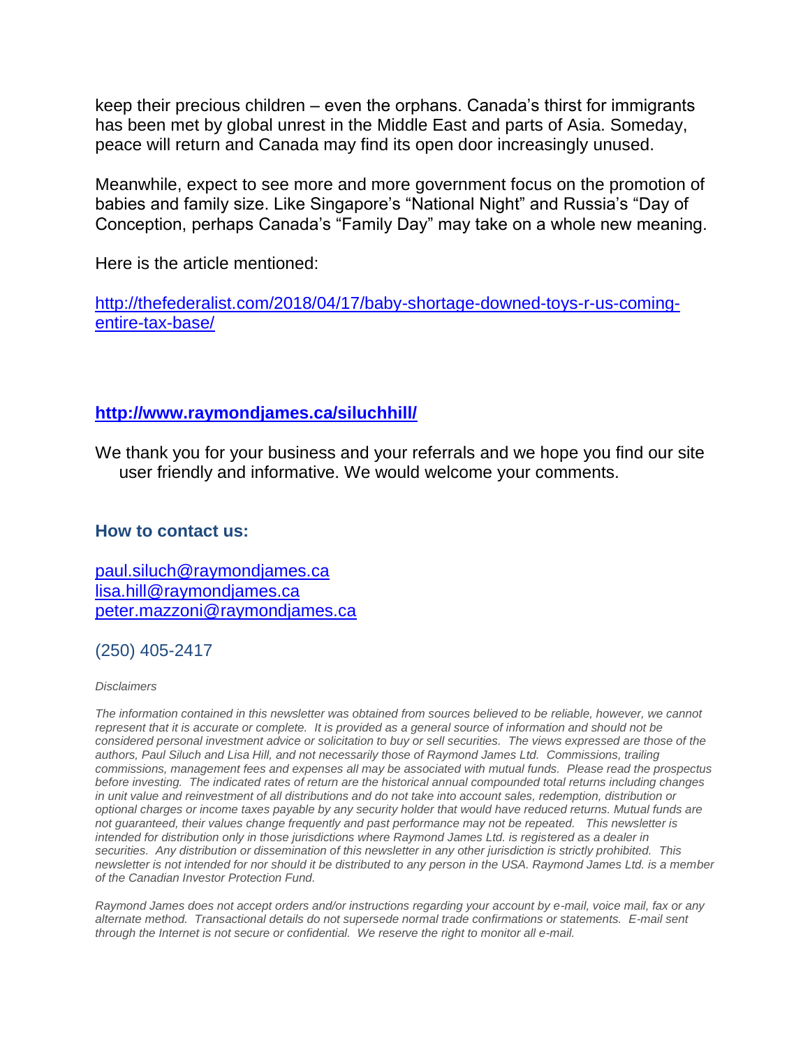keep their precious children – even the orphans. Canada's thirst for immigrants has been met by global unrest in the Middle East and parts of Asia. Someday, peace will return and Canada may find its open door increasingly unused.

Meanwhile, expect to see more and more government focus on the promotion of babies and family size. Like Singapore's "National Night" and Russia's "Day of Conception, perhaps Canada's "Family Day" may take on a whole new meaning.

Here is the article mentioned:

[http://thefederalist.com/2018/04/17/baby-shortage-downed-toys-r-us-coming-entire-tax-base/](http://thefederalist.com/2018/04/17/baby-shortage-downed-toys-r-us-coming-entire-tax-base/)

**[http://www.raymondjames.ca/siluchhill/](http://www.raymondjames.ca/siluchhill/)**

We thank you for your business and your referrals and we hope you find our site user friendly and informative. We would welcome your comments.

### How to contact us:

[paul.siluch@raymondjames.ca](mailto:paul.siluch@raymondjames.ca)
[lisa.hill@raymondjames.ca](mailto:lisa.hill@raymondjames.ca)
[peter.mazzoni@raymondjames.ca](mailto:peter.mazzoni@raymondjames.ca)

(250) 405-2417

*Disclaimers*

*The information contained in this newsletter was obtained from sources believed to be reliable, however, we cannot represent that it is accurate or complete. It is provided as a general source of information and should not be considered personal investment advice or solicitation to buy or sell securities. The views expressed are those of the authors, Paul Siluch and Lisa Hill, and not necessarily those of Raymond James Ltd. Commissions, trailing commissions, management fees and expenses all may be associated with mutual funds. Please read the prospectus before investing. The indicated rates of return are the historical annual compounded total returns including changes in unit value and reinvestment of all distributions and do not take into account sales, redemption, distribution or optional charges or income taxes payable by any security holder that would have reduced returns. Mutual funds are not guaranteed, their values change frequently and past performance may not be repeated. This newsletter is intended for distribution only in those jurisdictions where Raymond James Ltd. is registered as a dealer in securities. Any distribution or dissemination of this newsletter in any other jurisdiction is strictly prohibited. This newsletter is not intended for nor should it be distributed to any person in the USA. Raymond James Ltd. is a member of the Canadian Investor Protection Fund.*

*Raymond James does not accept orders and/or instructions regarding your account by e-mail, voice mail, fax or any alternate method. Transactional details do not supersede normal trade confirmations or statements. E-mail sent through the Internet is not secure or confidential. We reserve the right to monitor all e-mail.*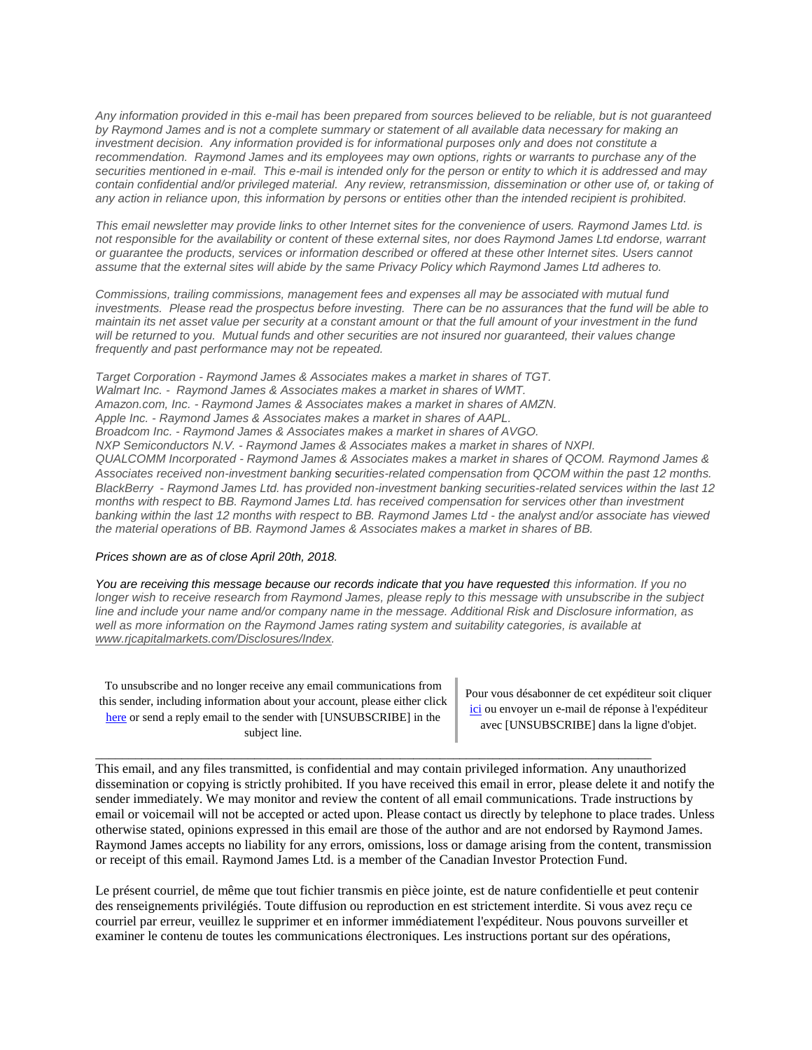*Any information provided in this e-mail has been prepared from sources believed to be reliable, but is not guaranteed by Raymond James and is not a complete summary or statement of all available data necessary for making an investment decision. Any information provided is for informational purposes only and does not constitute a recommendation. Raymond James and its employees may own options, rights or warrants to purchase any of the securities mentioned in e-mail. This e-mail is intended only for the person or entity to which it is addressed and may contain confidential and/or privileged material. Any review, retransmission, dissemination or other use of, or taking of any action in reliance upon, this information by persons or entities other than the intended recipient is prohibited.*

*This email newsletter may provide links to other Internet sites for the convenience of users. Raymond James Ltd. is not responsible for the availability or content of these external sites, nor does Raymond James Ltd endorse, warrant or guarantee the products, services or information described or offered at these other Internet sites. Users cannot assume that the external sites will abide by the same Privacy Policy which Raymond James Ltd adheres to.*

*Commissions, trailing commissions, management fees and expenses all may be associated with mutual fund investments. Please read the prospectus before investing. There can be no assurances that the fund will be able to maintain its net asset value per security at a constant amount or that the full amount of your investment in the fund will be returned to you. Mutual funds and other securities are not insured nor guaranteed, their values change frequently and past performance may not be repeated.*

*Target Corporation - Raymond James & Associates makes a market in shares of TGT.*
*Walmart Inc. - Raymond James & Associates makes a market in shares of WMT.*
*Amazon.com, Inc. - Raymond James & Associates makes a market in shares of AMZN.*
*Apple Inc. - Raymond James & Associates makes a market in shares of AAPL.*
*Broadcom Inc. - Raymond James & Associates makes a market in shares of AVGO.*
*NXP Semiconductors N.V. - Raymond James & Associates makes a market in shares of NXPI.*
*QUALCOMM Incorporated - Raymond James & Associates makes a market in shares of QCOM. Raymond James & Associates received non-investment banking securities-related compensation from QCOM within the past 12 months.*
*BlackBerry - Raymond James Ltd. has provided non-investment banking securities-related services within the last 12 months with respect to BB. Raymond James Ltd. has received compensation for services other than investment banking within the last 12 months with respect to BB. Raymond James Ltd - the analyst and/or associate has viewed the material operations of BB. Raymond James & Associates makes a market in shares of BB.*

*Prices shown are as of close April 20th, 2018.*

*You are receiving this message because our records indicate that you have requested this information. If you no longer wish to receive research from Raymond James, please reply to this message with unsubscribe in the subject line and include your name and/or company name in the message. Additional Risk and Disclosure information, as well as more information on the Raymond James rating system and suitability categories, is available at www.rjcapitalmarkets.com/Disclosures/Index.*

To unsubscribe and no longer receive any email communications from this sender, including information about your account, please either click here or send a reply email to the sender with [UNSUBSCRIBE] in the subject line.

Pour vous désabonner de cet expéditeur soit cliquer ici ou envoyer un e-mail de réponse à l'expéditeur avec [UNSUBSCRIBE] dans la ligne d'objet.

---

This email, and any files transmitted, is confidential and may contain privileged information. Any unauthorized dissemination or copying is strictly prohibited. If you have received this email in error, please delete it and notify the sender immediately. We may monitor and review the content of all email communications. Trade instructions by email or voicemail will not be accepted or acted upon. Please contact us directly by telephone to place trades. Unless otherwise stated, opinions expressed in this email are those of the author and are not endorsed by Raymond James. Raymond James accepts no liability for any errors, omissions, loss or damage arising from the content, transmission or receipt of this email. Raymond James Ltd. is a member of the Canadian Investor Protection Fund.

Le présent courriel, de même que tout fichier transmis en pièce jointe, est de nature confidentielle et peut contenir des renseignements privilégiés. Toute diffusion ou reproduction en est strictement interdite. Si vous avez reçu ce courriel par erreur, veuillez le supprimer et en informer immédiatement l'expéditeur. Nous pouvons surveiller et examiner le contenu de toutes les communications électroniques. Les instructions portant sur des opérations,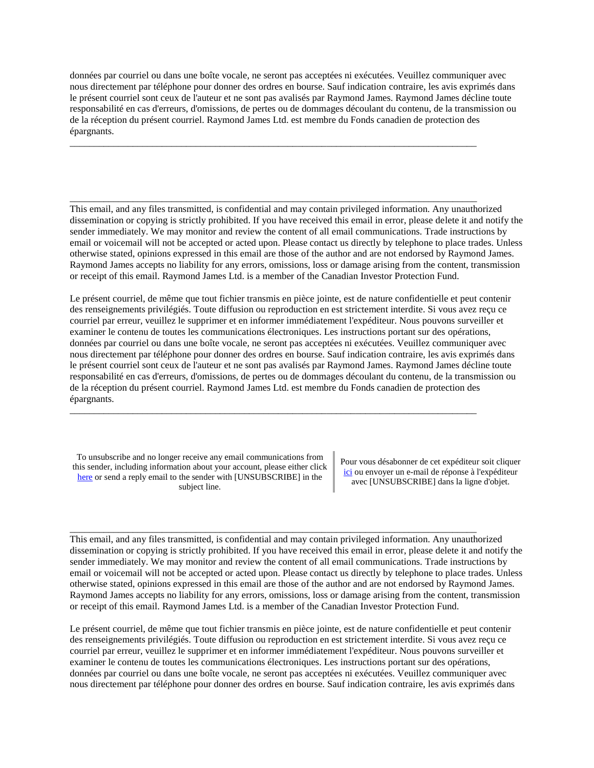données par courriel ou dans une boîte vocale, ne seront pas acceptées ni exécutées. Veuillez communiquer avec nous directement par téléphone pour donner des ordres en bourse. Sauf indication contraire, les avis exprimés dans le présent courriel sont ceux de l'auteur et ne sont pas avalisés par Raymond James. Raymond James décline toute responsabilité en cas d'erreurs, d'omissions, de pertes ou de dommages découlant du contenu, de la transmission ou de la réception du présent courriel. Raymond James Ltd. est membre du Fonds canadien de protection des épargnants.

---

---

This email, and any files transmitted, is confidential and may contain privileged information. Any unauthorized dissemination or copying is strictly prohibited. If you have received this email in error, please delete it and notify the sender immediately. We may monitor and review the content of all email communications. Trade instructions by email or voicemail will not be accepted or acted upon. Please contact us directly by telephone to place trades. Unless otherwise stated, opinions expressed in this email are those of the author and are not endorsed by Raymond James. Raymond James accepts no liability for any errors, omissions, loss or damage arising from the content, transmission or receipt of this email. Raymond James Ltd. is a member of the Canadian Investor Protection Fund.

Le présent courriel, de même que tout fichier transmis en pièce jointe, est de nature confidentielle et peut contenir des renseignements privilégiés. Toute diffusion ou reproduction en est strictement interdite. Si vous avez reçu ce courriel par erreur, veuillez le supprimer et en informer immédiatement l'expéditeur. Nous pouvons surveiller et examiner le contenu de toutes les communications électroniques. Les instructions portant sur des opérations, données par courriel ou dans une boîte vocale, ne seront pas acceptées ni exécutées. Veuillez communiquer avec nous directement par téléphone pour donner des ordres en bourse. Sauf indication contraire, les avis exprimés dans le présent courriel sont ceux de l'auteur et ne sont pas avalisés par Raymond James. Raymond James décline toute responsabilité en cas d'erreurs, d'omissions, de pertes ou de dommages découlant du contenu, de la transmission ou de la réception du présent courriel. Raymond James Ltd. est membre du Fonds canadien de protection des épargnants.

---

To unsubscribe and no longer receive any email communications from this sender, including information about your account, please either click here or send a reply email to the sender with [UNSUBSCRIBE] in the subject line.

Pour vous désabonner de cet expéditeur soit cliquer ici ou envoyer un e-mail de réponse à l'expéditeur avec [UNSUBSCRIBE] dans la ligne d'objet.

---

This email, and any files transmitted, is confidential and may contain privileged information. Any unauthorized dissemination or copying is strictly prohibited. If you have received this email in error, please delete it and notify the sender immediately. We may monitor and review the content of all email communications. Trade instructions by email or voicemail will not be accepted or acted upon. Please contact us directly by telephone to place trades. Unless otherwise stated, opinions expressed in this email are those of the author and are not endorsed by Raymond James. Raymond James accepts no liability for any errors, omissions, loss or damage arising from the content, transmission or receipt of this email. Raymond James Ltd. is a member of the Canadian Investor Protection Fund.

Le présent courriel, de même que tout fichier transmis en pièce jointe, est de nature confidentielle et peut contenir des renseignements privilégiés. Toute diffusion ou reproduction en est strictement interdite. Si vous avez reçu ce courriel par erreur, veuillez le supprimer et en informer immédiatement l'expéditeur. Nous pouvons surveiller et examiner le contenu de toutes les communications électroniques. Les instructions portant sur des opérations, données par courriel ou dans une boîte vocale, ne seront pas acceptées ni exécutées. Veuillez communiquer avec nous directement par téléphone pour donner des ordres en bourse. Sauf indication contraire, les avis exprimés dans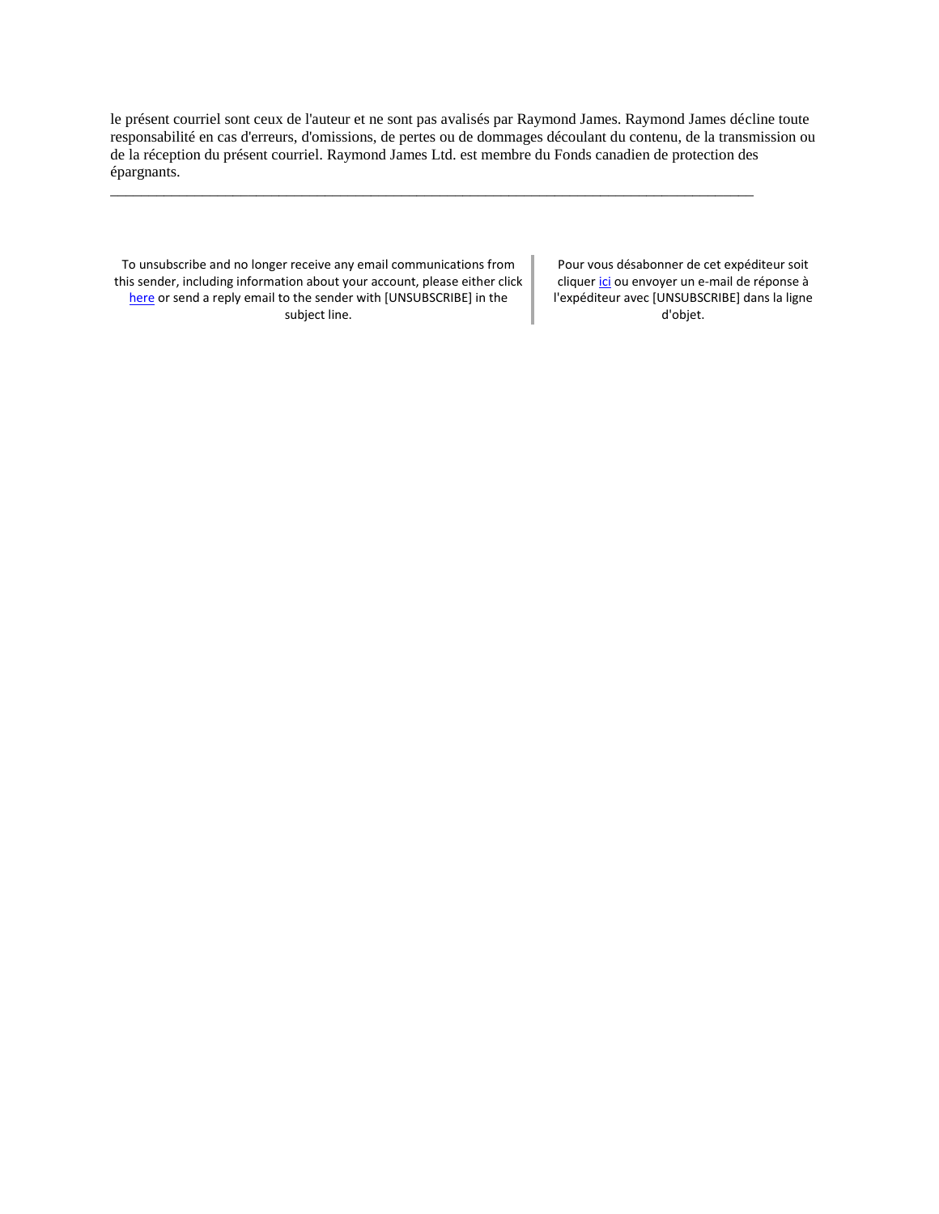le présent courriel sont ceux de l'auteur et ne sont pas avalisés par Raymond James. Raymond James décline toute responsabilité en cas d'erreurs, d'omissions, de pertes ou de dommages découlant du contenu, de la transmission ou de la réception du présent courriel. Raymond James Ltd. est membre du Fonds canadien de protection des épargnants.

---

To unsubscribe and no longer receive any email communications from this sender, including information about your account, please either click here or send a reply email to the sender with [UNSUBSCRIBE] in the subject line.

Pour vous désabonner de cet expéditeur soit cliquer ici ou envoyer un e-mail de réponse à l'expéditeur avec [UNSUBSCRIBE] dans la ligne d'objet.